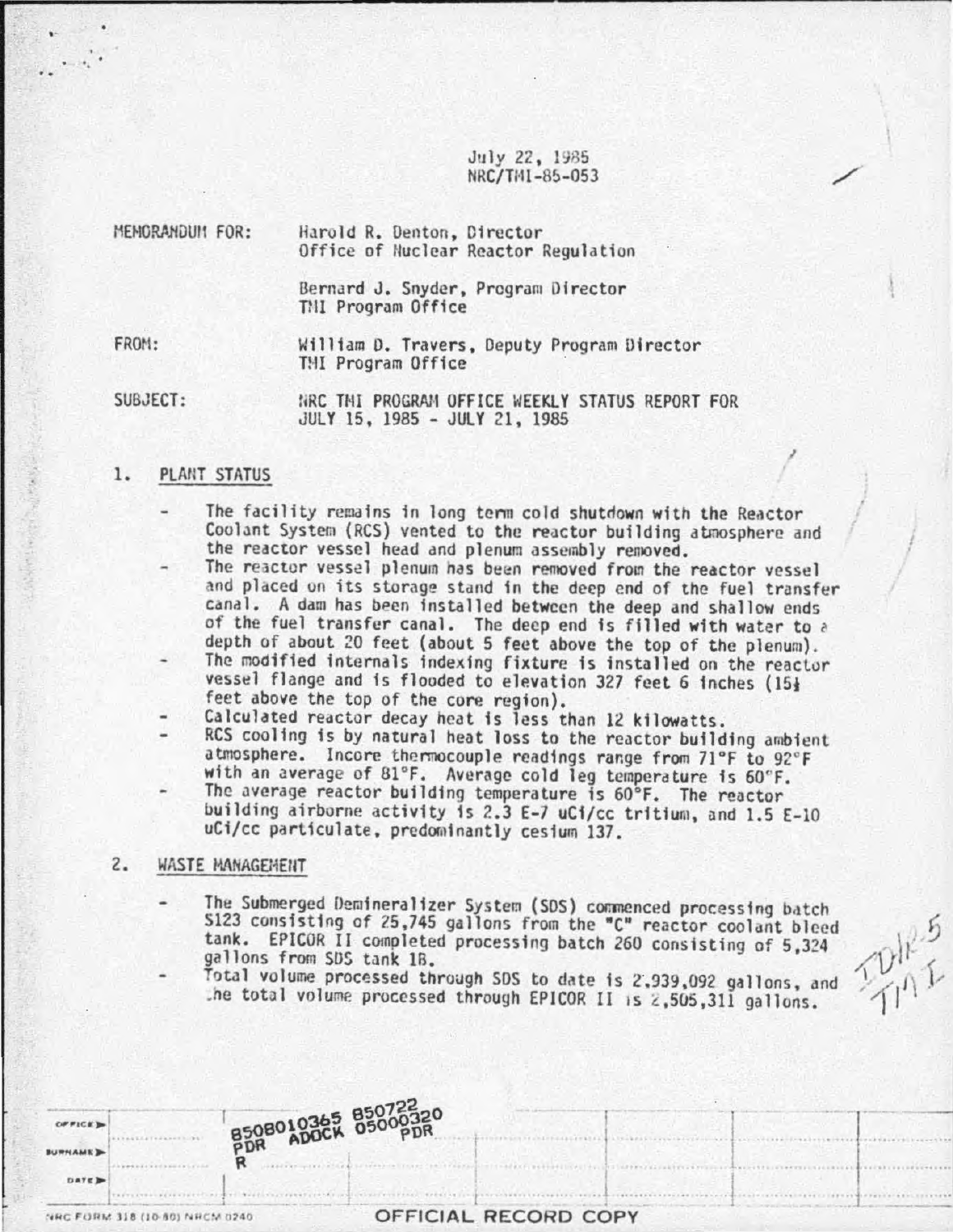July 22, 1985
NRC/TMI-85-053

MEMORANDUM FOR: Harold R. Denton, Director
Office of Nuclear Reactor Regulation

Bernard J. Snyder, Program Director
TMI Program Office

FROM: William D. Travers, Deputy Program Director
TMI Program Office

SUBJECT: NRC TMI PROGRAM OFFICE WEEKLY STATUS REPORT FOR
JULY 15, 1985 - JULY 21, 1985

## 1. PLANT STATUS

- The facility remains in long term cold shutdown with the Reactor Coolant System (RCS) vented to the reactor building atmosphere and the reactor vessel head and plenum assembly removed.
- The reactor vessel plenum has been removed from the reactor vessel and placed on its storage stand in the deep end of the fuel transfer canal. A dam has been installed between the deep and shallow ends of the fuel transfer canal. The deep end is filled with water to a depth of about 20 feet (about 5 feet above the top of the plenum).
- The modified internals indexing fixture is installed on the reactor vessel flange and is flooded to elevation 327 feet 6 inches (15½ feet above the top of the core region).
- Calculated reactor decay heat is less than 12 kilowatts.
- RCS cooling is by natural heat loss to the reactor building ambient atmosphere. Incore thermocouple readings range from 71°F to 92°F with an average of 81°F. Average cold leg temperature is 60°F.
- The average reactor building temperature is 60°F. The reactor building airborne activity is 2.3 E-7 uCi/cc tritium, and 1.5 E-10 uCi/cc particulate, predominantly cesium 137.

## 2. WASTE MANAGEMENT

- The Submerged Demineralizer System (SDS) commenced processing batch S123 consisting of 25,745 gallons from the "C" reactor coolant bleed tank. EPICOR II completed processing batch 260 consisting of 5,324 gallons from SDS tank 1B.
- Total volume processed through SDS to date is 2,939,092 gallons, and the total volume processed through EPICOR II is 2,505,311 gallons.

8508010365 850722
PDR ADOCK 05000320
R PDR

OFFICIAL RECORD COPY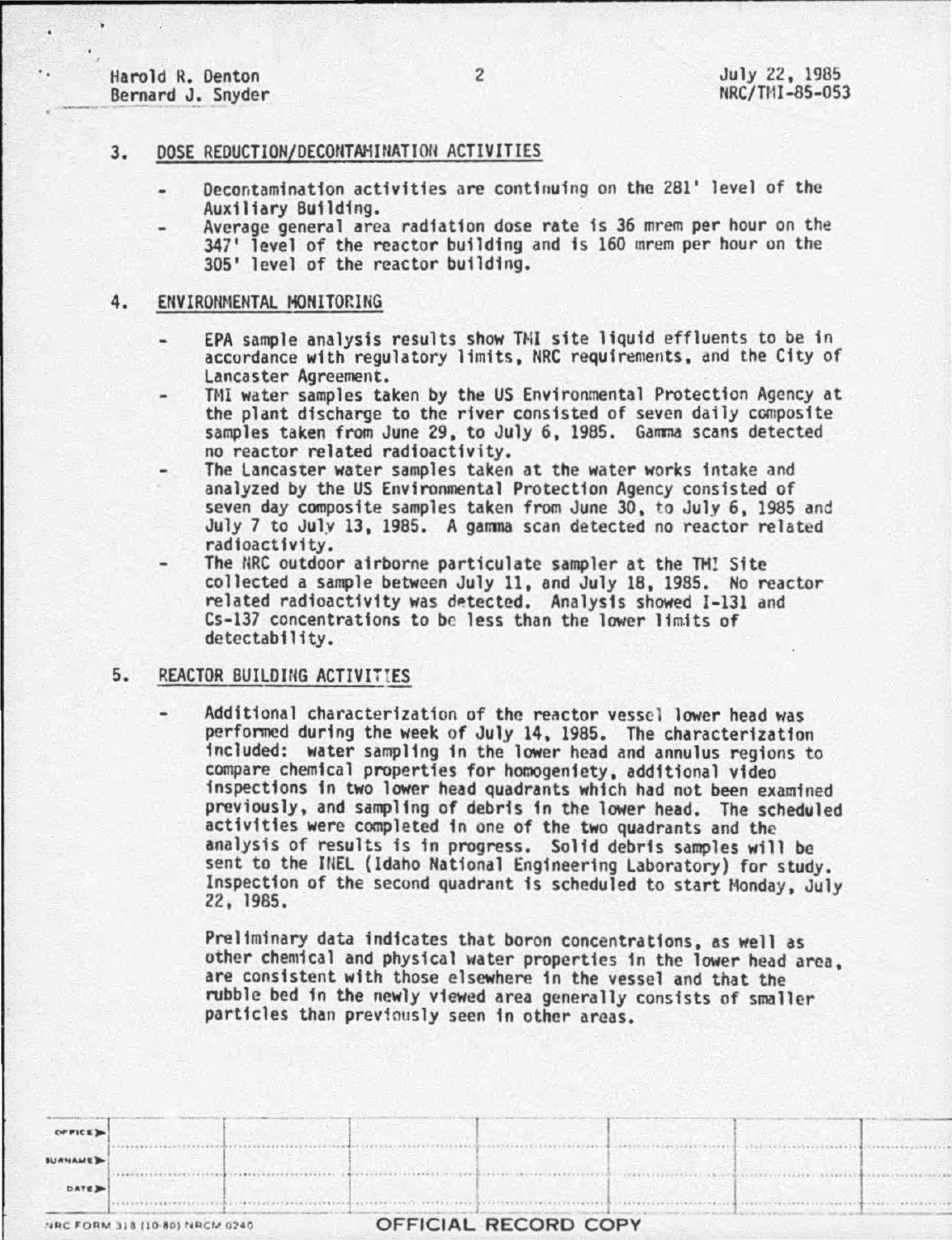## 3. DOSE REDUCTION/DECONTAMINATION ACTIVITIES

- Decontamination activities are continuing on the 281' level of the Auxiliary Building.
- Average general area radiation dose rate is 36 mrem per hour on the 347' level of the reactor building and is 160 mrem per hour on the 305' level of the reactor building.

## 4. ENVIRONMENTAL MONITORING

- EPA sample analysis results show TMI site liquid effluents to be in accordance with regulatory limits, NRC requirements, and the City of Lancaster Agreement.
- TMI water samples taken by the US Environmental Protection Agency at the plant discharge to the river consisted of seven daily composite samples taken from June 29, to July 6, 1985. Gamma scans detected no reactor related radioactivity.
- The Lancaster water samples taken at the water works intake and analyzed by the US Environmental Protection Agency consisted of seven day composite samples taken from June 30, to July 6, 1985 and July 7 to July 13, 1985. A gamma scan detected no reactor related radioactivity.
- The NRC outdoor airborne particulate sampler at the TMI Site collected a sample between July 11, and July 18, 1985. No reactor related radioactivity was detected. Analysis showed I-131 and Cs-137 concentrations to be less than the lower limits of detectability.

## 5. REACTOR BUILDING ACTIVITIES

- Additional characterization of the reactor vessel lower head was performed during the week of July 14, 1985. The characterization included: water sampling in the lower head and annulus regions to compare chemical properties for homogeniety, additional video inspections in two lower head quadrants which had not been examined previously, and sampling of debris in the lower head. The scheduled activities were completed in one of the two quadrants and the analysis of results is in progress. Solid debris samples will be sent to the INEL (Idaho National Engineering Laboratory) for study. Inspection of the second quadrant is scheduled to start Monday, July 22, 1985.

  Preliminary data indicates that boron concentrations, as well as other chemical and physical water properties in the lower head area, are consistent with those elsewhere in the vessel and that the rubble bed in the newly viewed area generally consists of smaller particles than previously seen in other areas.

| OFFICE | | | | | | | |
|---|---|---|---|---|---|---|---|
| SURNAME | | | | | | | |
| DATE | | | | | | | |

NRC FORM 318 (10-80) NRCM 0240

OFFICIAL RECORD COPY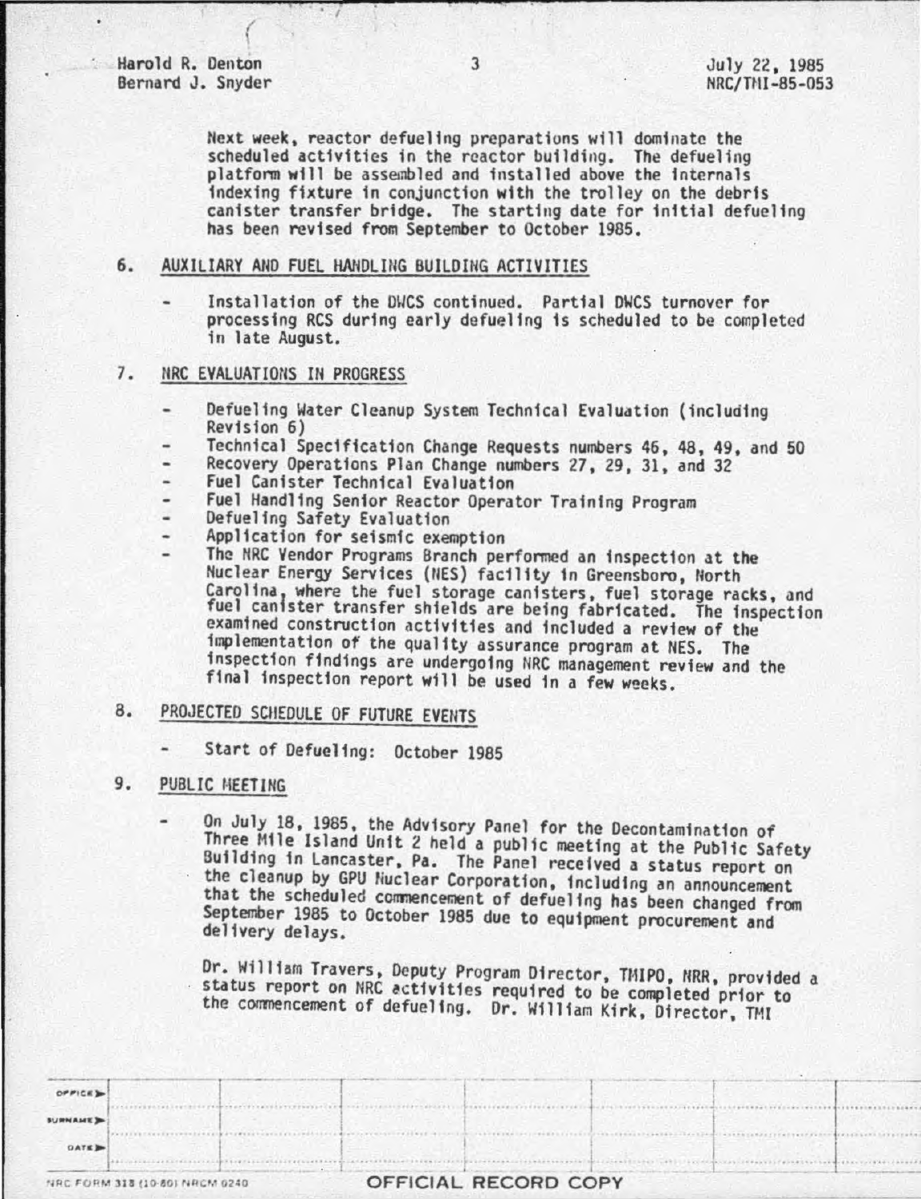Next week, reactor defueling preparations will dominate the scheduled activities in the reactor building. The defueling platform will be assembled and installed above the internals indexing fixture in conjunction with the trolley on the debris canister transfer bridge. The starting date for initial defueling has been revised from September to October 1985.

## 6. AUXILIARY AND FUEL HANDLING BUILDING ACTIVITIES

- Installation of the DWCS continued. Partial DWCS turnover for processing RCS during early defueling is scheduled to be completed in late August.

## 7. NRC EVALUATIONS IN PROGRESS

- Defueling Water Cleanup System Technical Evaluation (including Revision 6)
- Technical Specification Change Requests numbers 46, 48, 49, and 50
- Recovery Operations Plan Change numbers 27, 29, 31, and 32
- Fuel Canister Technical Evaluation
- Fuel Handling Senior Reactor Operator Training Program
- Defueling Safety Evaluation
- Application for seismic exemption
- The NRC Vendor Programs Branch performed an inspection at the Nuclear Energy Services (NES) facility in Greensboro, North Carolina, where the fuel storage canisters, fuel storage racks, and fuel canister transfer shields are being fabricated. The inspection examined construction activities and included a review of the implementation of the quality assurance program at NES. The inspection findings are undergoing NRC management review and the final inspection report will be used in a few weeks.

## 8. PROJECTED SCHEDULE OF FUTURE EVENTS

- Start of Defueling: October 1985

## 9. PUBLIC MEETING

- On July 18, 1985, the Advisory Panel for the Decontamination of Three Mile Island Unit 2 held a public meeting at the Public Safety Building in Lancaster, Pa. The Panel received a status report on the cleanup by GPU Nuclear Corporation, including an announcement that the scheduled commencement of defueling has been changed from September 1985 to October 1985 due to equipment procurement and delivery delays.

  Dr. William Travers, Deputy Program Director, TMIPO, NRR, provided a status report on NRC activities required to be completed prior to the commencement of defueling. Dr. William Kirk, Director, TMI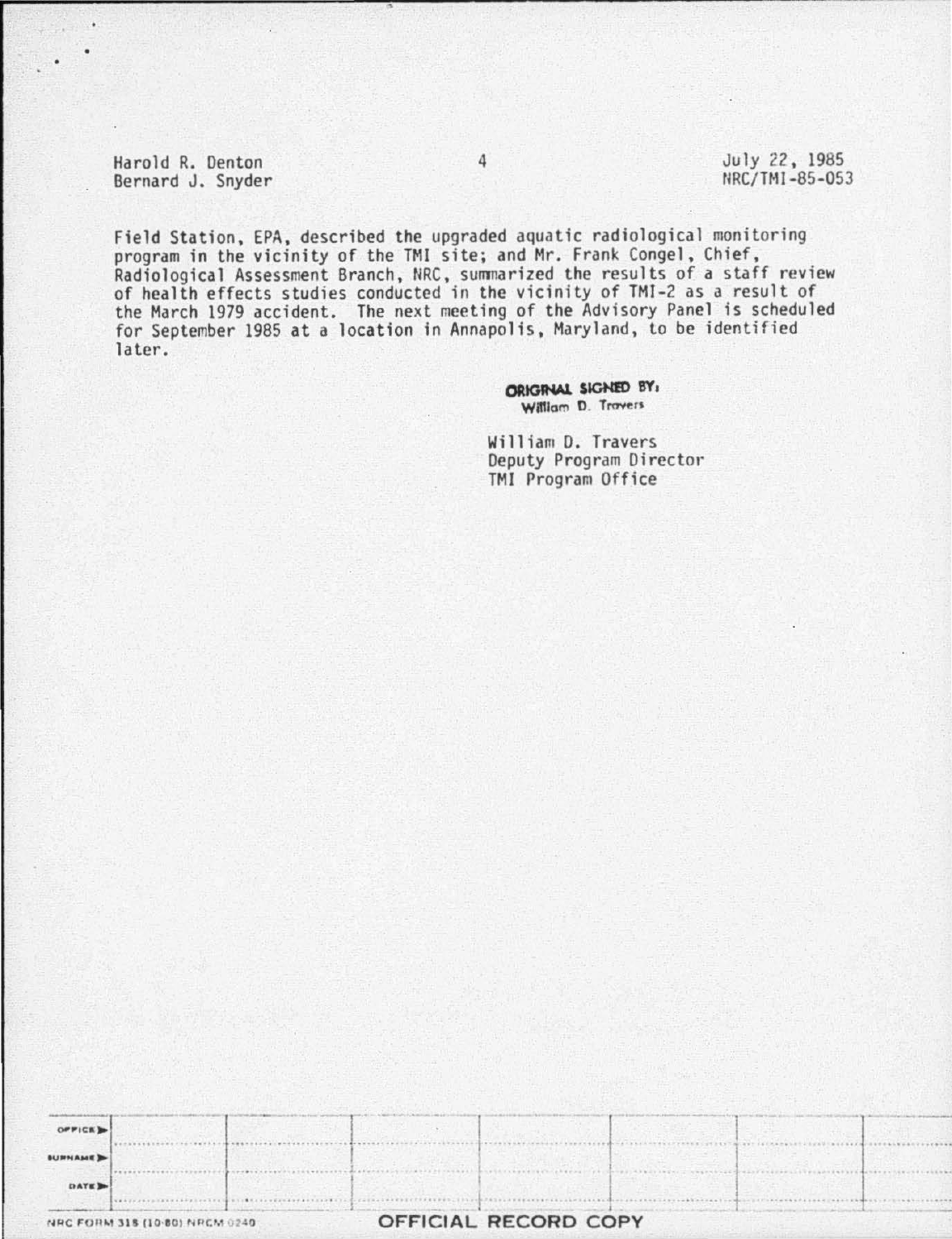Field Station, EPA, described the upgraded aquatic radiological monitoring program in the vicinity of the TMI site; and Mr. Frank Congel, Chief, Radiological Assessment Branch, NRC, summarized the results of a staff review of health effects studies conducted in the vicinity of TMI-2 as a result of the March 1979 accident. The next meeting of the Advisory Panel is scheduled for September 1985 at a location in Annapolis, Maryland, to be identified later.

ORIGINAL SIGNED BY:
William D. Travers

William D. Travers
Deputy Program Director
TMI Program Office

| OFFICE | | | | | | | |
|---|---|---|---|---|---|---|---|
| SURNAME | | | | | | | |
| DATE | | | | | | | |

NRC FORM 318 (10-80) NRCM 0240 OFFICIAL RECORD COPY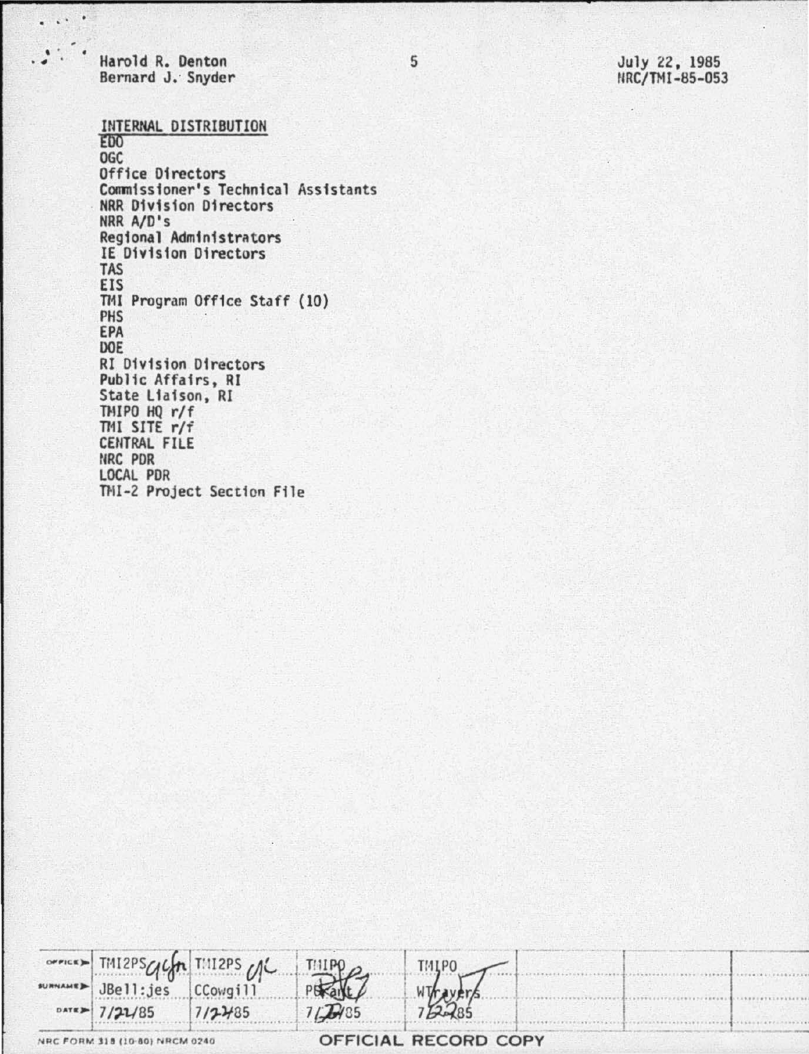Harold R. Denton
Bernard J. Snyder

July 22, 1985
NRC/TMI-85-053

INTERNAL DISTRIBUTION

EDO
OGC
Office Directors
Commissioner's Technical Assistants
NRR Division Directors
NRR A/D's
Regional Administrators
IE Division Directors
TAS
EIS
TMI Program Office Staff (10)
PHS
EPA
DOE
RI Division Directors
Public Affairs, RI
State Liaison, RI
TMIPO HQ r/f
TMI SITE r/f
CENTRAL FILE
NRC PDR
LOCAL PDR
TMI-2 Project Section File

| | | | | | | | |
|---|---|---|---|---|---|---|---|
| OFFICE | TMI2PS | TMI2PS | TMIPO | TMIPO | | | |
| SURNAME | JBell:jes | CCowgill | PGrant | WTravers | | | |
| DATE | 7/22/85 | 7/22/85 | 7/22/85 | 7/22/85 | | | |

NRC FORM 318 (10-80) NRCM 0240

OFFICIAL RECORD COPY